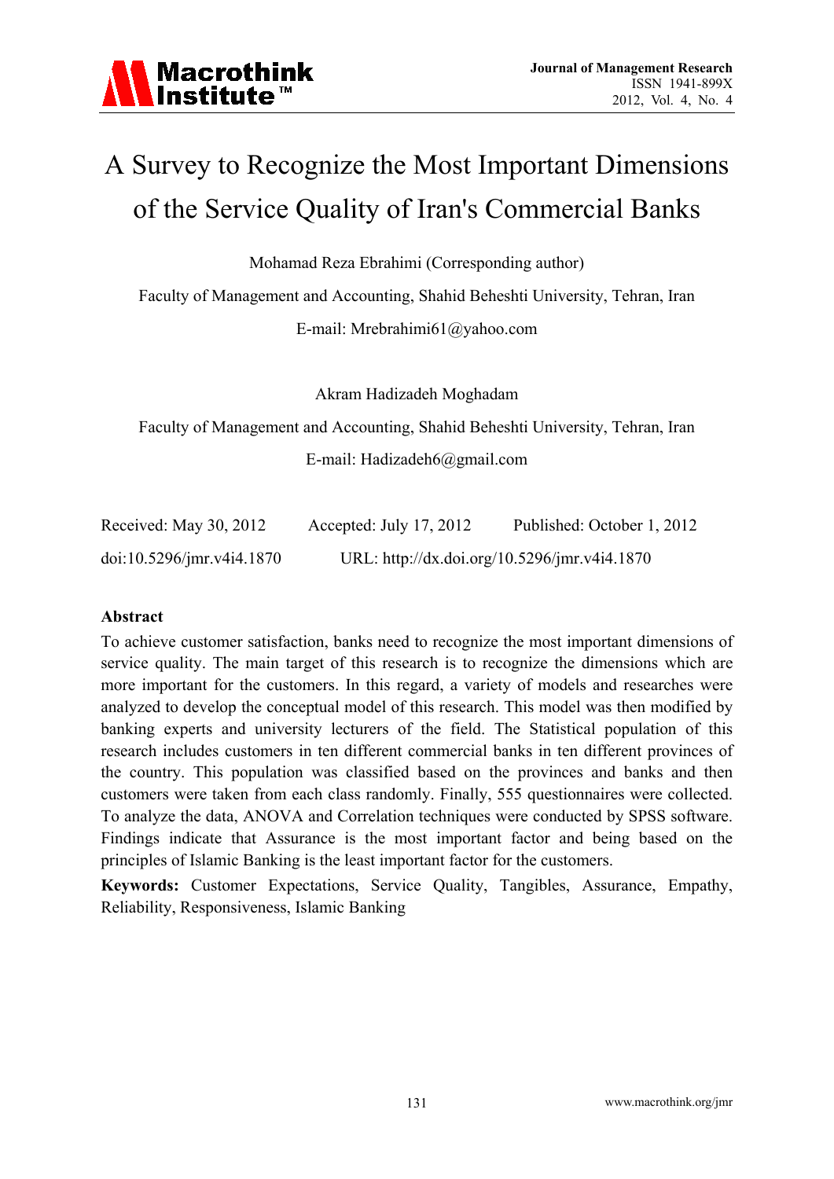# A Survey to Recognize the Most Important Dimensions of the Service Quality of Iran's Commercial Banks

Mohamad Reza Ebrahimi (Corresponding author)

Faculty of Management and Accounting, Shahid Beheshti University, Tehran, Iran

E-mail: Mrebrahimi61@yahoo.com

Akram Hadizadeh Moghadam

Faculty of Management and Accounting, Shahid Beheshti University, Tehran, Iran

E-mail: Hadizadeh6@gmail.com

Received: May 30, 2012 Accepted: July 17, 2012 Published: October 1, 2012

doi:10.5296/jmr.v4i4.1870 URL: http://dx.doi.org/10.5296/jmr.v4i4.1870

## Abstract

To achieve customer satisfaction, banks need to recognize the most important dimensions of service quality. The main target of this research is to recognize the dimensions which are more important for the customers. In this regard, a variety of models and researches were analyzed to develop the conceptual model of this research. This model was then modified by banking experts and university lecturers of the field. The Statistical population of this research includes customers in ten different commercial banks in ten different provinces of the country. This population was classified based on the provinces and banks and then customers were taken from each class randomly. Finally, 555 questionnaires were collected. To analyze the data, ANOVA and Correlation techniques were conducted by SPSS software. Findings indicate that Assurance is the most important factor and being based on the principles of Islamic Banking is the least important factor for the customers.

**Keywords:** Customer Expectations, Service Quality, Tangibles, Assurance, Empathy, Reliability, Responsiveness, Islamic Banking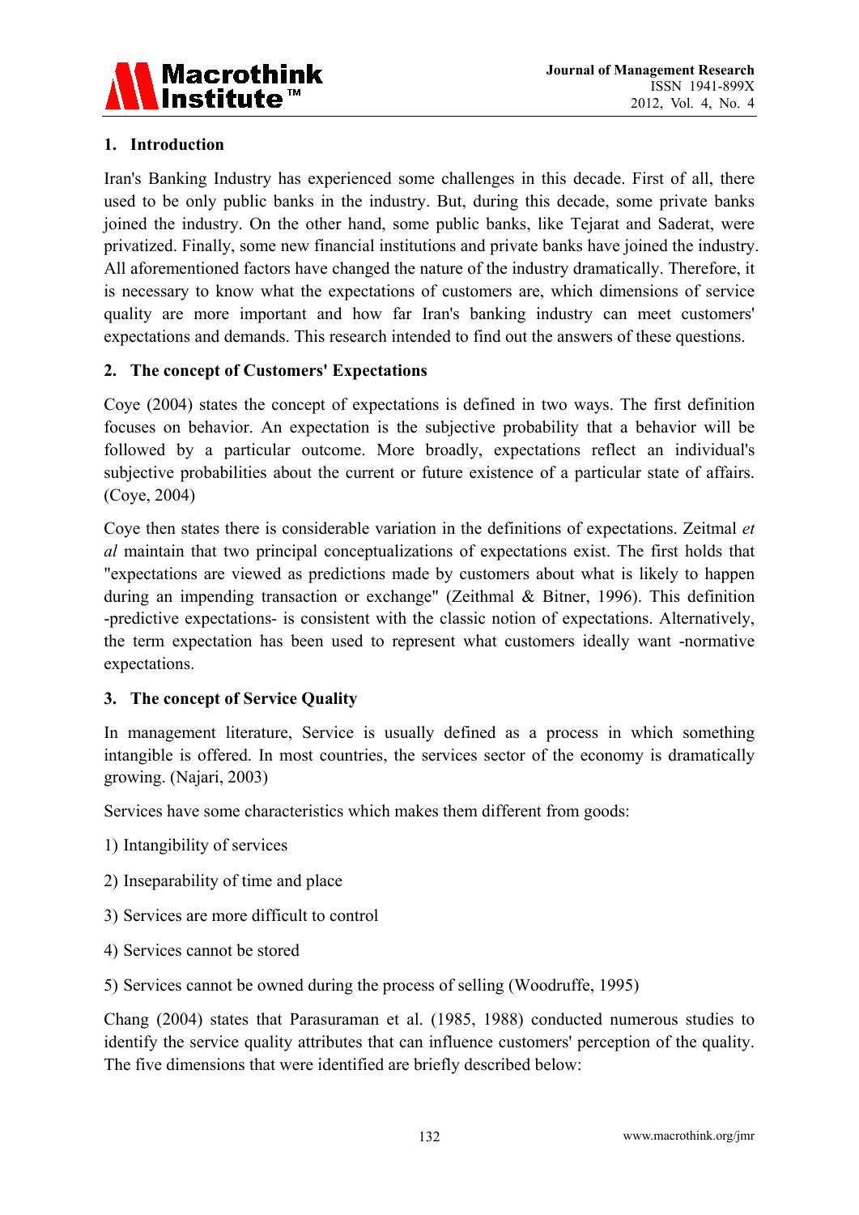## 1. Introduction

Iran's Banking Industry has experienced some challenges in this decade. First of all, there used to be only public banks in the industry. But, during this decade, some private banks joined the industry. On the other hand, some public banks, like Tejarat and Saderat, were privatized. Finally, some new financial institutions and private banks have joined the industry. All aforementioned factors have changed the nature of the industry dramatically. Therefore, it is necessary to know what the expectations of customers are, which dimensions of service quality are more important and how far Iran's banking industry can meet customers' expectations and demands. This research intended to find out the answers of these questions.

## 2. The concept of Customers' Expectations

Coye (2004) states the concept of expectations is defined in two ways. The first definition focuses on behavior. An expectation is the subjective probability that a behavior will be followed by a particular outcome. More broadly, expectations reflect an individual's subjective probabilities about the current or future existence of a particular state of affairs. (Coye, 2004)

Coye then states there is considerable variation in the definitions of expectations. Zeitmal *et al* maintain that two principal conceptualizations of expectations exist. The first holds that "expectations are viewed as predictions made by customers about what is likely to happen during an impending transaction or exchange" (Zeithmal & Bitner, 1996). This definition -predictive expectations- is consistent with the classic notion of expectations. Alternatively, the term expectation has been used to represent what customers ideally want -normative expectations.

## 3. The concept of Service Quality

In management literature, Service is usually defined as a process in which something intangible is offered. In most countries, the services sector of the economy is dramatically growing. (Najari, 2003)

Services have some characteristics which makes them different from goods:

1) Intangibility of services

2) Inseparability of time and place

3) Services are more difficult to control

4) Services cannot be stored

5) Services cannot be owned during the process of selling (Woodruffe, 1995)

Chang (2004) states that Parasuraman et al. (1985, 1988) conducted numerous studies to identify the service quality attributes that can influence customers' perception of the quality. The five dimensions that were identified are briefly described below: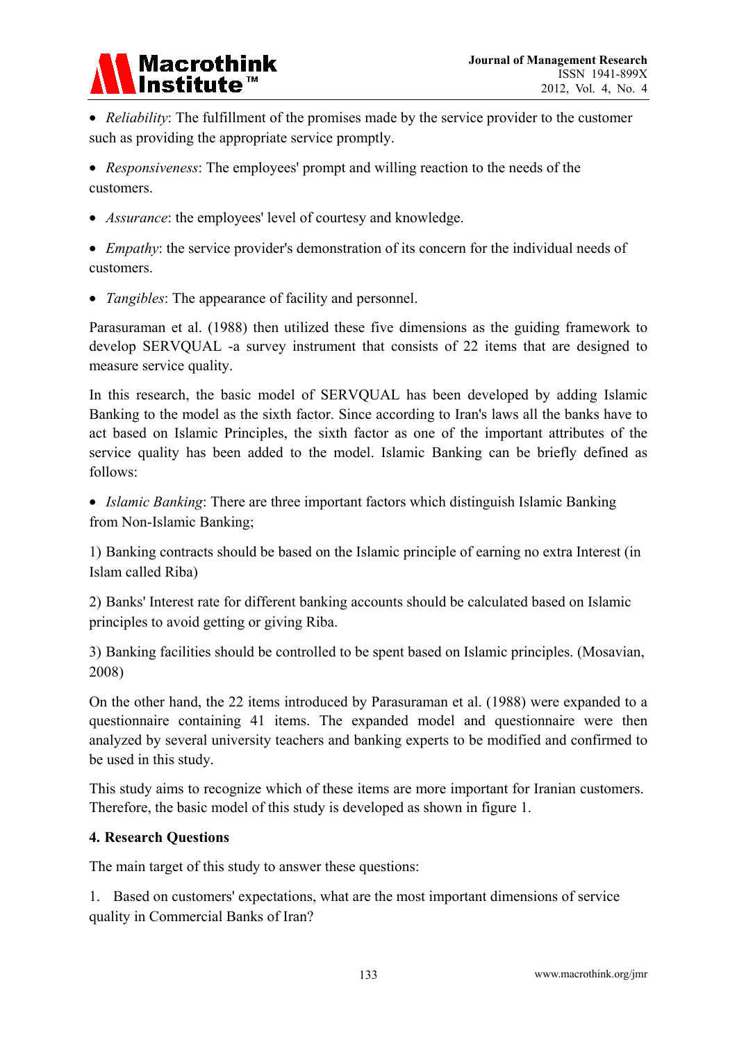- *Reliability*: The fulfillment of the promises made by the service provider to the customer such as providing the appropriate service promptly.

- *Responsiveness*: The employees' prompt and willing reaction to the needs of the customers.

- *Assurance*: the employees' level of courtesy and knowledge.

- *Empathy*: the service provider's demonstration of its concern for the individual needs of customers.

- *Tangibles*: The appearance of facility and personnel.

Parasuraman et al. (1988) then utilized these five dimensions as the guiding framework to develop SERVQUAL -a survey instrument that consists of 22 items that are designed to measure service quality.

In this research, the basic model of SERVQUAL has been developed by adding Islamic Banking to the model as the sixth factor. Since according to Iran's laws all the banks have to act based on Islamic Principles, the sixth factor as one of the important attributes of the service quality has been added to the model. Islamic Banking can be briefly defined as follows:

- *Islamic Banking*: There are three important factors which distinguish Islamic Banking from Non-Islamic Banking;

1) Banking contracts should be based on the Islamic principle of earning no extra Interest (in Islam called Riba)

2) Banks' Interest rate for different banking accounts should be calculated based on Islamic principles to avoid getting or giving Riba.

3) Banking facilities should be controlled to be spent based on Islamic principles. (Mosavian, 2008)

On the other hand, the 22 items introduced by Parasuraman et al. (1988) were expanded to a questionnaire containing 41 items. The expanded model and questionnaire were then analyzed by several university teachers and banking experts to be modified and confirmed to be used in this study.

This study aims to recognize which of these items are more important for Iranian customers. Therefore, the basic model of this study is developed as shown in figure 1.

## 4. Research Questions

The main target of this study to answer these questions:

1. Based on customers' expectations, what are the most important dimensions of service quality in Commercial Banks of Iran?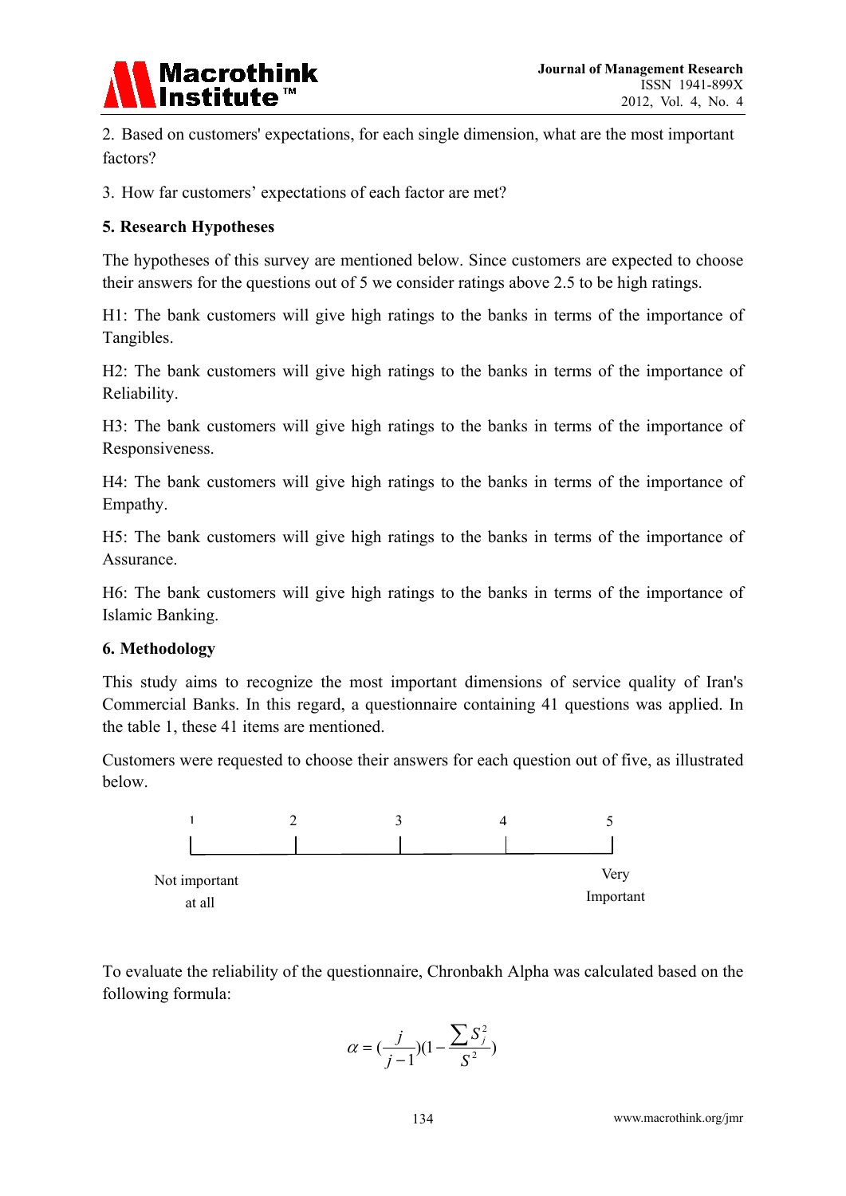2. Based on customers' expectations, for each single dimension, what are the most important factors?

3. How far customers' expectations of each factor are met?

## 5. Research Hypotheses

The hypotheses of this survey are mentioned below. Since customers are expected to choose their answers for the questions out of 5 we consider ratings above 2.5 to be high ratings.

H1: The bank customers will give high ratings to the banks in terms of the importance of Tangibles.

H2: The bank customers will give high ratings to the banks in terms of the importance of Reliability.

H3: The bank customers will give high ratings to the banks in terms of the importance of Responsiveness.

H4: The bank customers will give high ratings to the banks in terms of the importance of Empathy.

H5: The bank customers will give high ratings to the banks in terms of the importance of Assurance.

H6: The bank customers will give high ratings to the banks in terms of the importance of Islamic Banking.

## 6. Methodology

This study aims to recognize the most important dimensions of service quality of Iran's Commercial Banks. In this regard, a questionnaire containing 41 questions was applied. In the table 1, these 41 items are mentioned.

Customers were requested to choose their answers for each question out of five, as illustrated below.

| 1 | 2 | 3 | 4 | 5 |
|---|---|---|---|---|
| Not important at all | | | | Very Important |

To evaluate the reliability of the questionnaire, Chronbakh Alpha was calculated based on the following formula:

$$\alpha = \left(\frac{j}{j-1}\right)\left(1 - \frac{\sum S_j^2}{S^2}\right)$$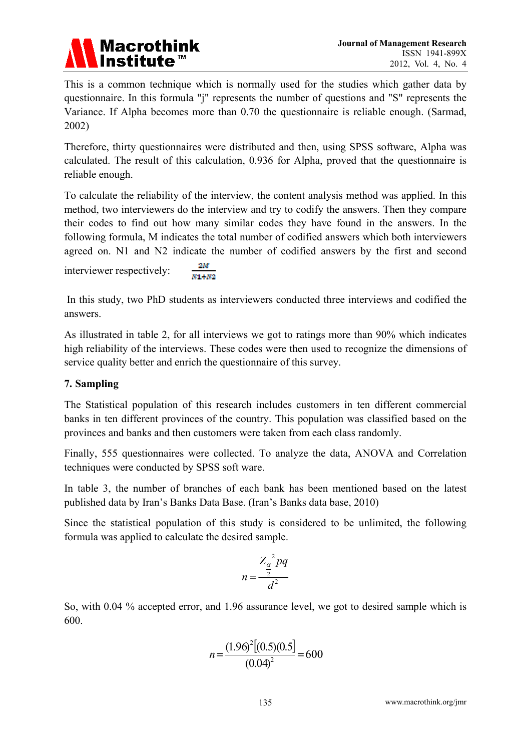This is a common technique which is normally used for the studies which gather data by questionnaire. In this formula "j" represents the number of questions and "S" represents the Variance. If Alpha becomes more than 0.70 the questionnaire is reliable enough. (Sarmad, 2002)

Therefore, thirty questionnaires were distributed and then, using SPSS software, Alpha was calculated. The result of this calculation, 0.936 for Alpha, proved that the questionnaire is reliable enough.

To calculate the reliability of the interview, the content analysis method was applied. In this method, two interviewers do the interview and try to codify the answers. Then they compare their codes to find out how many similar codes they have found in the answers. In the following formula, M indicates the total number of codified answers which both interviewers agreed on. N1 and N2 indicate the number of codified answers by the first and second interviewer respectively: $\frac{2M}{N1+N2}$

In this study, two PhD students as interviewers conducted three interviews and codified the answers.

As illustrated in table 2, for all interviews we got to ratings more than 90% which indicates high reliability of the interviews. These codes were then used to recognize the dimensions of service quality better and enrich the questionnaire of this survey.

## 7. Sampling

The Statistical population of this research includes customers in ten different commercial banks in ten different provinces of the country. This population was classified based on the provinces and banks and then customers were taken from each class randomly.

Finally, 555 questionnaires were collected. To analyze the data, ANOVA and Correlation techniques were conducted by SPSS soft ware.

In table 3, the number of branches of each bank has been mentioned based on the latest published data by Iran's Banks Data Base. (Iran's Banks data base, 2010)

Since the statistical population of this study is considered to be unlimited, the following formula was applied to calculate the desired sample.

$$n = \frac{Z_{\frac{\alpha}{2}}^{2} pq}{d^2}$$

So, with 0.04 % accepted error, and 1.96 assurance level, we got to desired sample which is 600.

$$n = \frac{(1.96)^2[(0.5)(0.5]}{(0.04)^2} = 600$$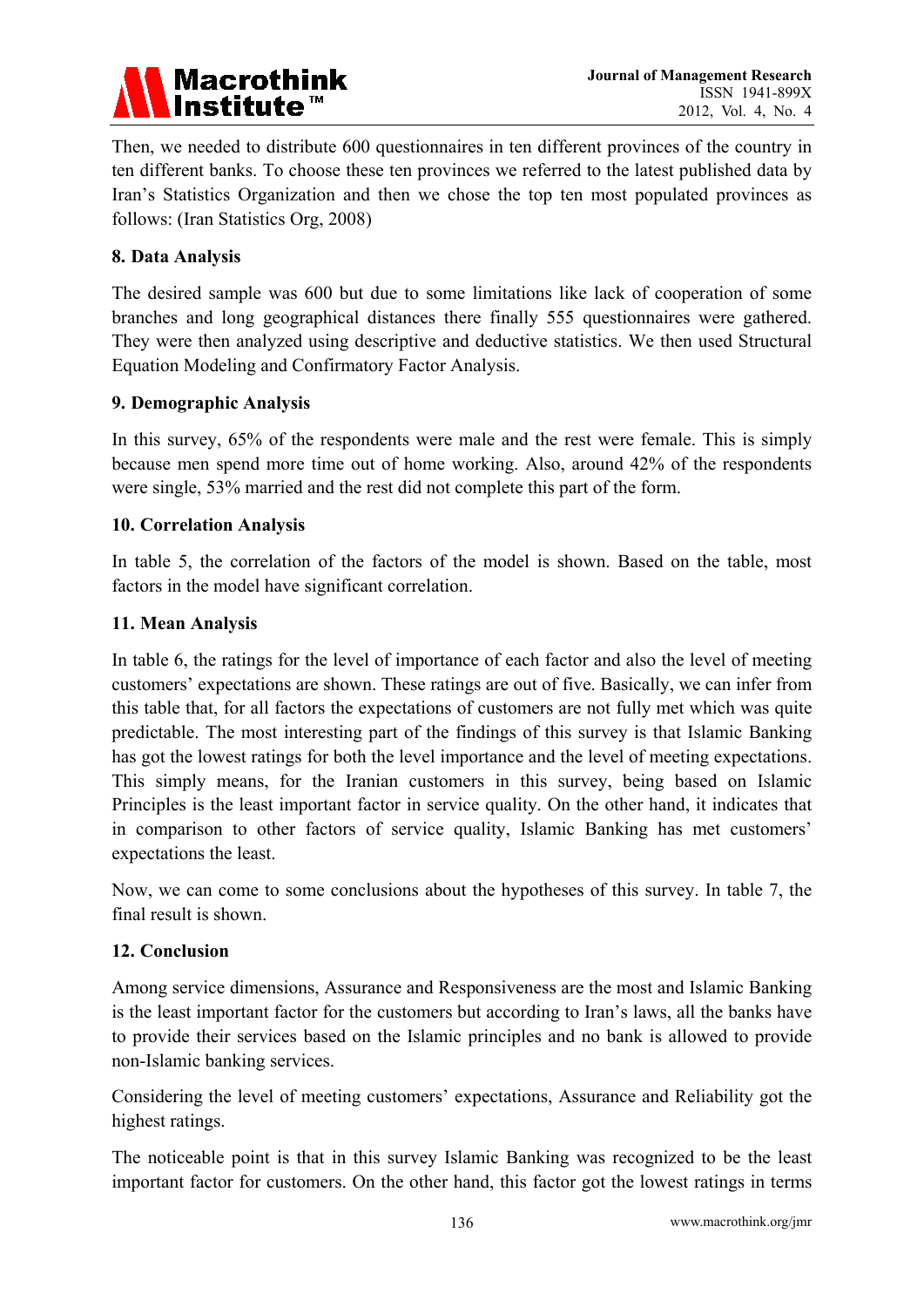Then, we needed to distribute 600 questionnaires in ten different provinces of the country in ten different banks. To choose these ten provinces we referred to the latest published data by Iran's Statistics Organization and then we chose the top ten most populated provinces as follows: (Iran Statistics Org, 2008)

## 8. Data Analysis

The desired sample was 600 but due to some limitations like lack of cooperation of some branches and long geographical distances there finally 555 questionnaires were gathered. They were then analyzed using descriptive and deductive statistics. We then used Structural Equation Modeling and Confirmatory Factor Analysis.

## 9. Demographic Analysis

In this survey, 65% of the respondents were male and the rest were female. This is simply because men spend more time out of home working. Also, around 42% of the respondents were single, 53% married and the rest did not complete this part of the form.

## 10. Correlation Analysis

In table 5, the correlation of the factors of the model is shown. Based on the table, most factors in the model have significant correlation.

## 11. Mean Analysis

In table 6, the ratings for the level of importance of each factor and also the level of meeting customers' expectations are shown. These ratings are out of five. Basically, we can infer from this table that, for all factors the expectations of customers are not fully met which was quite predictable. The most interesting part of the findings of this survey is that Islamic Banking has got the lowest ratings for both the level importance and the level of meeting expectations. This simply means, for the Iranian customers in this survey, being based on Islamic Principles is the least important factor in service quality. On the other hand, it indicates that in comparison to other factors of service quality, Islamic Banking has met customers' expectations the least.

Now, we can come to some conclusions about the hypotheses of this survey. In table 7, the final result is shown.

## 12. Conclusion

Among service dimensions, Assurance and Responsiveness are the most and Islamic Banking is the least important factor for the customers but according to Iran's laws, all the banks have to provide their services based on the Islamic principles and no bank is allowed to provide non-Islamic banking services.

Considering the level of meeting customers' expectations, Assurance and Reliability got the highest ratings.

The noticeable point is that in this survey Islamic Banking was recognized to be the least important factor for customers. On the other hand, this factor got the lowest ratings in terms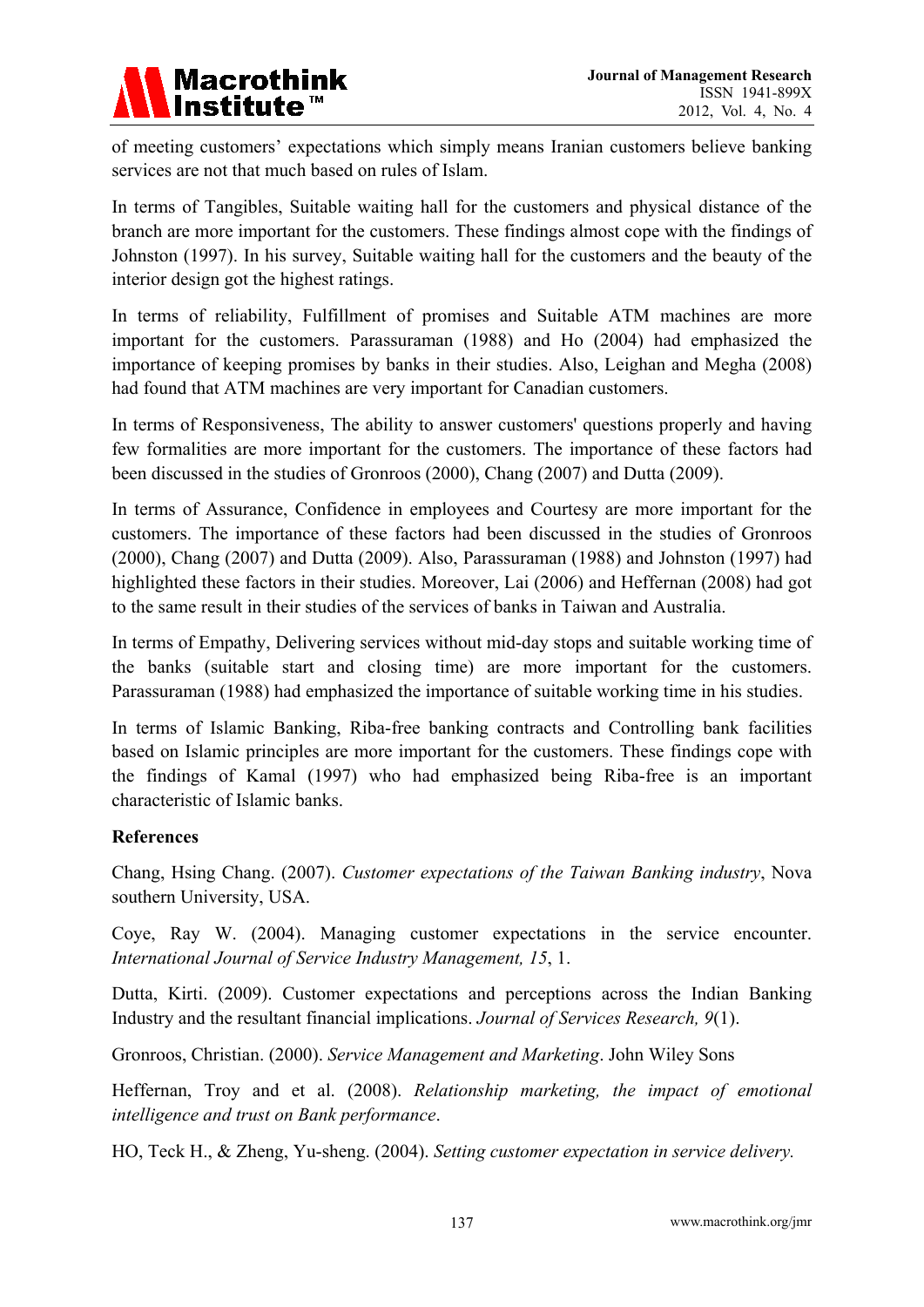of meeting customers' expectations which simply means Iranian customers believe banking services are not that much based on rules of Islam.

In terms of Tangibles, Suitable waiting hall for the customers and physical distance of the branch are more important for the customers. These findings almost cope with the findings of Johnston (1997). In his survey, Suitable waiting hall for the customers and the beauty of the interior design got the highest ratings.

In terms of reliability, Fulfillment of promises and Suitable ATM machines are more important for the customers. Parassuraman (1988) and Ho (2004) had emphasized the importance of keeping promises by banks in their studies. Also, Leighan and Megha (2008) had found that ATM machines are very important for Canadian customers.

In terms of Responsiveness, The ability to answer customers' questions properly and having few formalities are more important for the customers. The importance of these factors had been discussed in the studies of Gronroos (2000), Chang (2007) and Dutta (2009).

In terms of Assurance, Confidence in employees and Courtesy are more important for the customers. The importance of these factors had been discussed in the studies of Gronroos (2000), Chang (2007) and Dutta (2009). Also, Parassuraman (1988) and Johnston (1997) had highlighted these factors in their studies. Moreover, Lai (2006) and Heffernan (2008) had got to the same result in their studies of the services of banks in Taiwan and Australia.

In terms of Empathy, Delivering services without mid-day stops and suitable working time of the banks (suitable start and closing time) are more important for the customers. Parassuraman (1988) had emphasized the importance of suitable working time in his studies.

In terms of Islamic Banking, Riba-free banking contracts and Controlling bank facilities based on Islamic principles are more important for the customers. These findings cope with the findings of Kamal (1997) who had emphasized being Riba-free is an important characteristic of Islamic banks.

**References**

Chang, Hsing Chang. (2007). *Customer expectations of the Taiwan Banking industry*, Nova southern University, USA.

Coye, Ray W. (2004). Managing customer expectations in the service encounter. *International Journal of Service Industry Management, 15*, 1.

Dutta, Kirti. (2009). Customer expectations and perceptions across the Indian Banking Industry and the resultant financial implications. *Journal of Services Research, 9*(1).

Gronroos, Christian. (2000). *Service Management and Marketing*. John Wiley Sons

Heffernan, Troy and et al. (2008). *Relationship marketing, the impact of emotional intelligence and trust on Bank performance*.

HO, Teck H., & Zheng, Yu-sheng. (2004). *Setting customer expectation in service delivery.*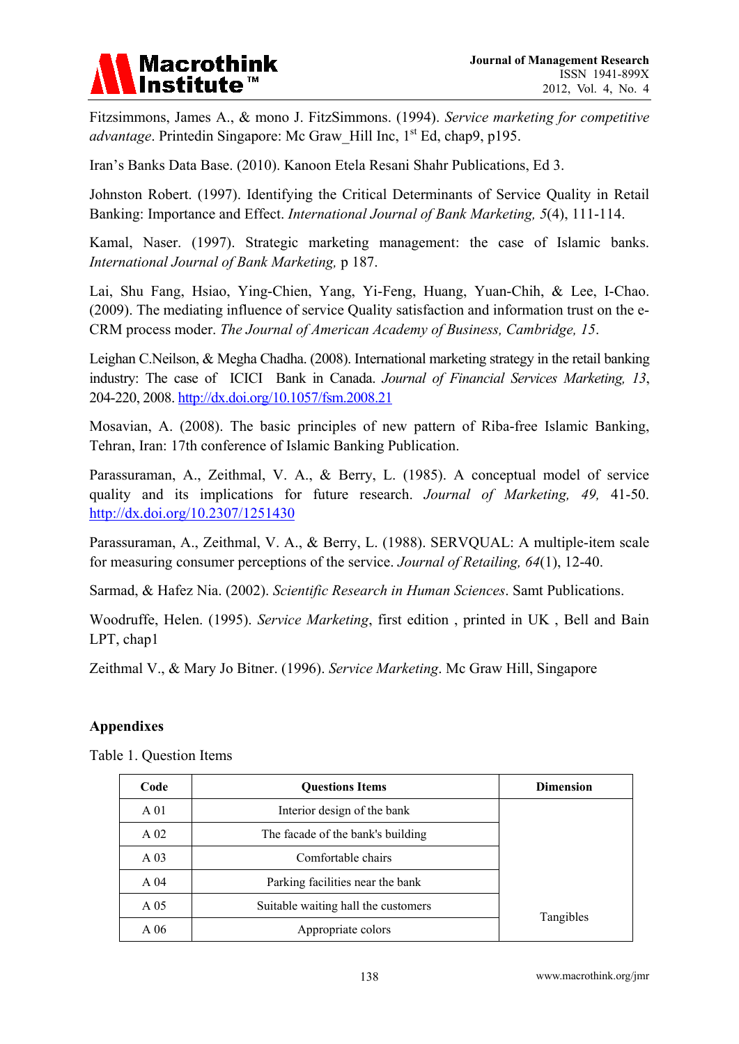Fitzsimmons, James A., & mono J. FitzSimmons. (1994). *Service marketing for competitive advantage*. Printedin Singapore: Mc Graw_Hill Inc, 1st Ed, chap9, p195.

Iran's Banks Data Base. (2010). Kanoon Etela Resani Shahr Publications, Ed 3.

Johnston Robert. (1997). Identifying the Critical Determinants of Service Quality in Retail Banking: Importance and Effect. *International Journal of Bank Marketing, 5*(4), 111-114.

Kamal, Naser. (1997). Strategic marketing management: the case of Islamic banks. *International Journal of Bank Marketing,* p 187.

Lai, Shu Fang, Hsiao, Ying-Chien, Yang, Yi-Feng, Huang, Yuan-Chih, & Lee, I-Chao. (2009). The mediating influence of service Quality satisfaction and information trust on the e-CRM process moder. *The Journal of American Academy of Business, Cambridge, 15*.

Leighan C.Neilson, & Megha Chadha. (2008). International marketing strategy in the retail banking industry: The case of ICICI Bank in Canada. *Journal of Financial Services Marketing, 13*, 204-220, 2008. http://dx.doi.org/10.1057/fsm.2008.21

Mosavian, A. (2008). The basic principles of new pattern of Riba-free Islamic Banking, Tehran, Iran: 17th conference of Islamic Banking Publication.

Parassuraman, A., Zeithmal, V. A., & Berry, L. (1985). A conceptual model of service quality and its implications for future research. *Journal of Marketing, 49,* 41-50. http://dx.doi.org/10.2307/1251430

Parassuraman, A., Zeithmal, V. A., & Berry, L. (1988). SERVQUAL: A multiple-item scale for measuring consumer perceptions of the service. *Journal of Retailing, 64*(1), 12-40.

Sarmad, & Hafez Nia. (2002). *Scientific Research in Human Sciences*. Samt Publications.

Woodruffe, Helen. (1995). *Service Marketing*, first edition , printed in UK , Bell and Bain LPT, chap1

Zeithmal V., & Mary Jo Bitner. (1996). *Service Marketing*. Mc Graw Hill, Singapore

## Appendixes

Table 1. Question Items

| Code | Questions Items | Dimension |
|---|---|---|
| A 01 | Interior design of the bank | |
| A 02 | The facade of the bank's building | |
| A 03 | Comfortable chairs | |
| A 04 | Parking facilities near the bank | |
| A 05 | Suitable waiting hall the customers | Tangibles |
| A 06 | Appropriate colors | |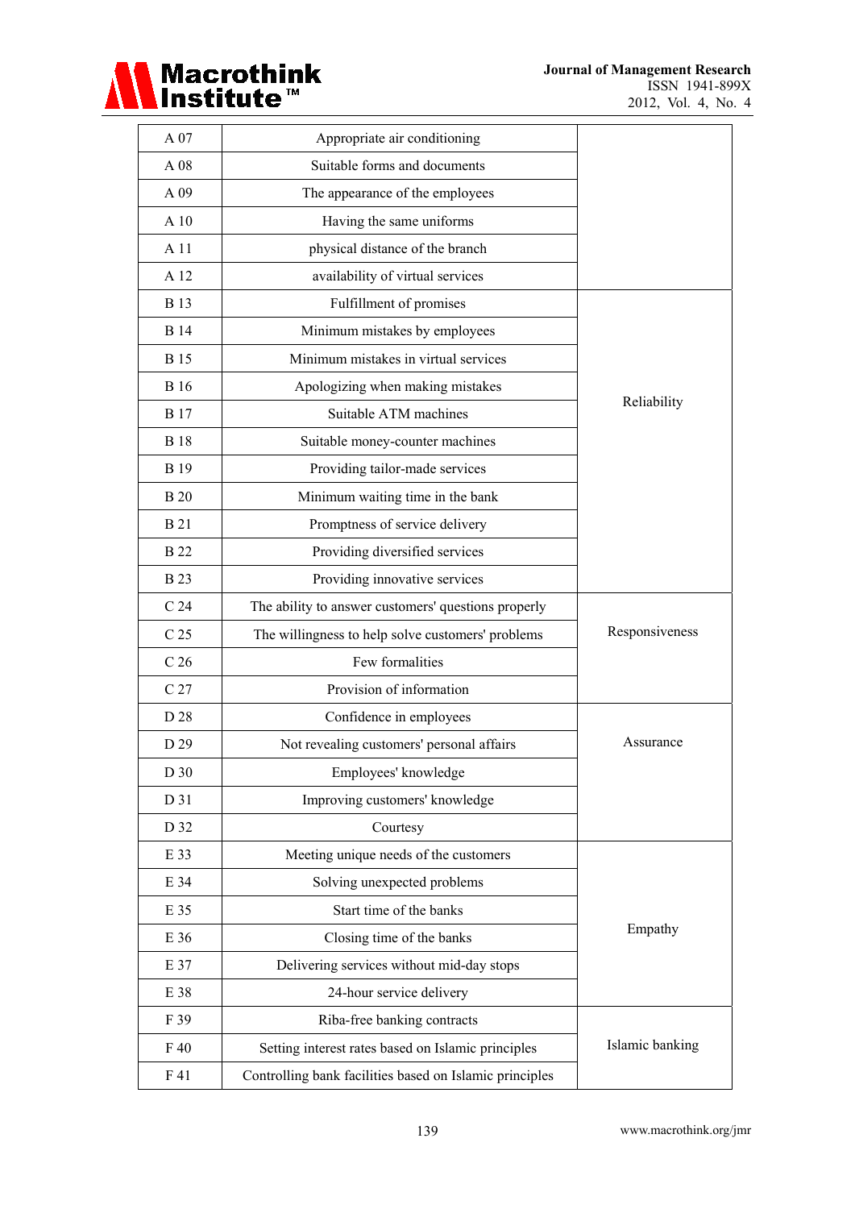| | | |
|---|---|---|
| A 07 | Appropriate air conditioning | |
| A 08 | Suitable forms and documents | |
| A 09 | The appearance of the employees | |
| A 10 | Having the same uniforms | |
| A 11 | physical distance of the branch | |
| A 12 | availability of virtual services | |
| B 13 | Fulfillment of promises | Reliability |
| B 14 | Minimum mistakes by employees | |
| B 15 | Minimum mistakes in virtual services | |
| B 16 | Apologizing when making mistakes | |
| B 17 | Suitable ATM machines | |
| B 18 | Suitable money-counter machines | |
| B 19 | Providing tailor-made services | |
| B 20 | Minimum waiting time in the bank | |
| B 21 | Promptness of service delivery | |
| B 22 | Providing diversified services | |
| B 23 | Providing innovative services | |
| C 24 | The ability to answer customers' questions properly | Responsiveness |
| C 25 | The willingness to help solve customers' problems | |
| C 26 | Few formalities | |
| C 27 | Provision of information | |
| D 28 | Confidence in employees | Assurance |
| D 29 | Not revealing customers' personal affairs | |
| D 30 | Employees' knowledge | |
| D 31 | Improving customers' knowledge | |
| D 32 | Courtesy | |
| E 33 | Meeting unique needs of the customers | Empathy |
| E 34 | Solving unexpected problems | |
| E 35 | Start time of the banks | |
| E 36 | Closing time of the banks | |
| E 37 | Delivering services without mid-day stops | |
| E 38 | 24-hour service delivery | |
| F 39 | Riba-free banking contracts | Islamic banking |
| F 40 | Setting interest rates based on Islamic principles | |
| F 41 | Controlling bank facilities based on Islamic principles | |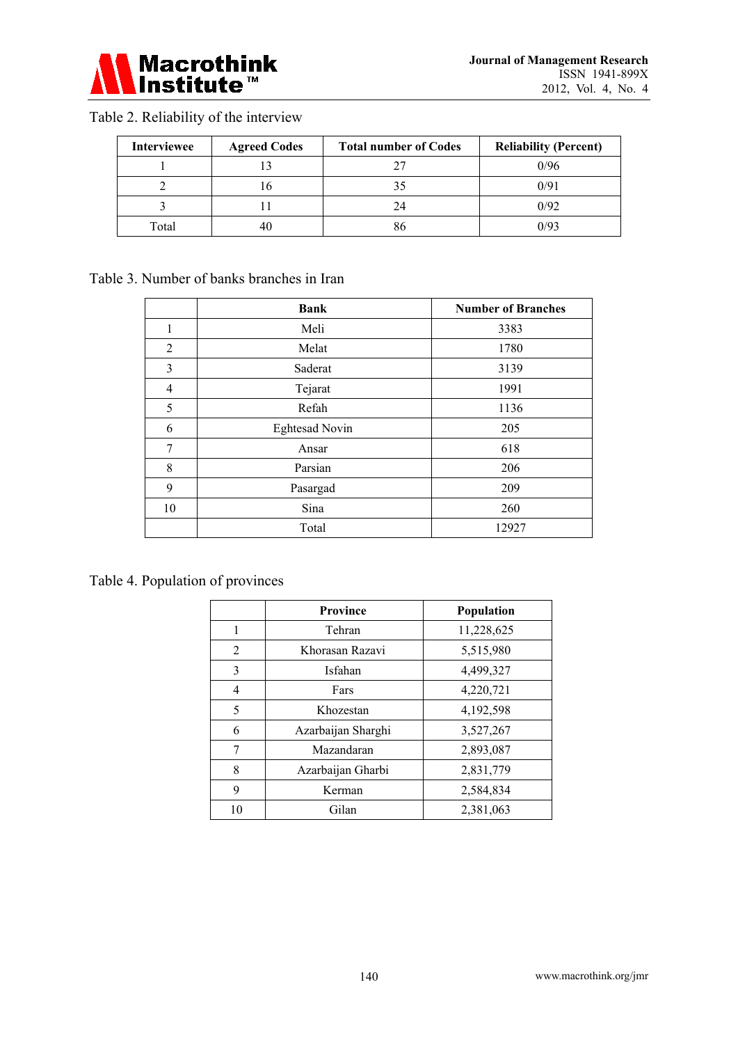Table 2. Reliability of the interview

| Interviewee | Agreed Codes | Total number of Codes | Reliability (Percent) |
|---|---|---|---|
| 1 | 13 | 27 | 0/96 |
| 2 | 16 | 35 | 0/91 |
| 3 | 11 | 24 | 0/92 |
| Total | 40 | 86 | 0/93 |

Table 3. Number of banks branches in Iran

| | Bank | Number of Branches |
|---|---|---|
| 1 | Meli | 3383 |
| 2 | Melat | 1780 |
| 3 | Saderat | 3139 |
| 4 | Tejarat | 1991 |
| 5 | Refah | 1136 |
| 6 | Eghtesad Novin | 205 |
| 7 | Ansar | 618 |
| 8 | Parsian | 206 |
| 9 | Pasargad | 209 |
| 10 | Sina | 260 |
| | Total | 12927 |

Table 4. Population of provinces

| | Province | Population |
|---|---|---|
| 1 | Tehran | 11,228,625 |
| 2 | Khorasan Razavi | 5,515,980 |
| 3 | Isfahan | 4,499,327 |
| 4 | Fars | 4,220,721 |
| 5 | Khozestan | 4,192,598 |
| 6 | Azarbaijan Sharghi | 3,527,267 |
| 7 | Mazandaran | 2,893,087 |
| 8 | Azarbaijan Gharbi | 2,831,779 |
| 9 | Kerman | 2,584,834 |
| 10 | Gilan | 2,381,063 |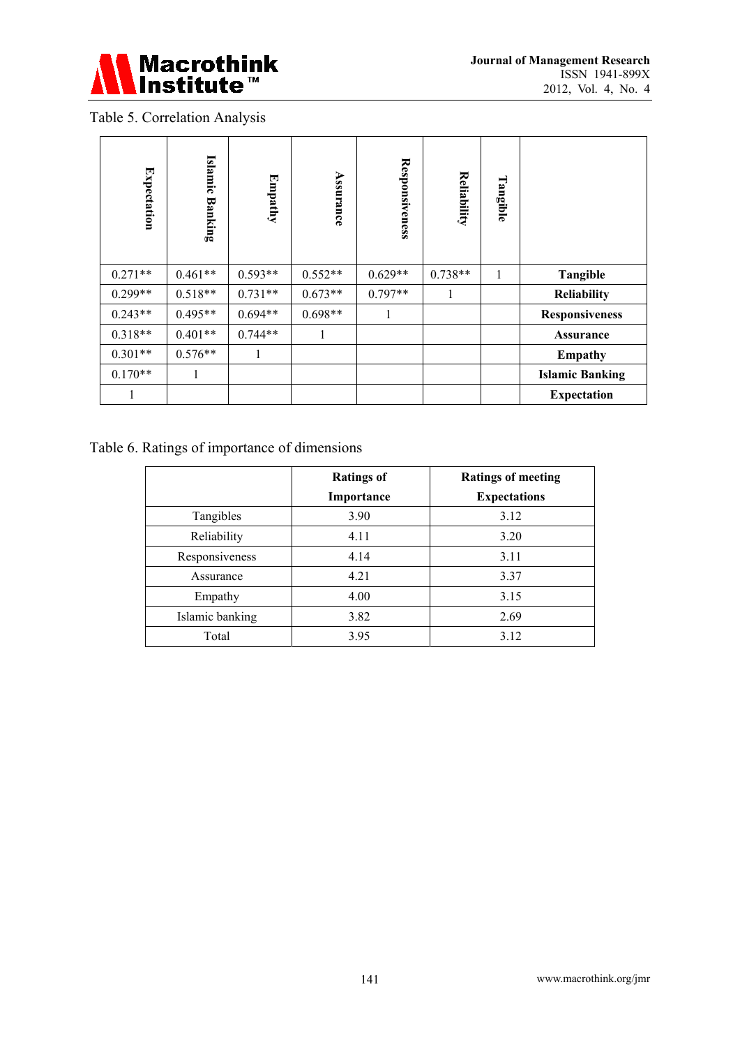Table 5. Correlation Analysis

| Expectation | Islamic Banking | Empathy | Assurance | Responsiveness | Reliability | Tangible | |
|---|---|---|---|---|---|---|---|
| 0.271** | 0.461** | 0.593** | 0.552** | 0.629** | 0.738** | 1 | **Tangible** |
| 0.299** | 0.518** | 0.731** | 0.673** | 0.797** | 1 | | **Reliability** |
| 0.243** | 0.495** | 0.694** | 0.698** | 1 | | | **Responsiveness** |
| 0.318** | 0.401** | 0.744** | 1 | | | | **Assurance** |
| 0.301** | 0.576** | 1 | | | | | **Empathy** |
| 0.170** | 1 | | | | | | **Islamic Banking** |
| 1 | | | | | | | **Expectation** |

Table 6. Ratings of importance of dimensions

| | **Ratings of Importance** | **Ratings of meeting Expectations** |
|---|---|---|
| Tangibles | 3.90 | 3.12 |
| Reliability | 4.11 | 3.20 |
| Responsiveness | 4.14 | 3.11 |
| Assurance | 4.21 | 3.37 |
| Empathy | 4.00 | 3.15 |
| Islamic banking | 3.82 | 2.69 |
| Total | 3.95 | 3.12 |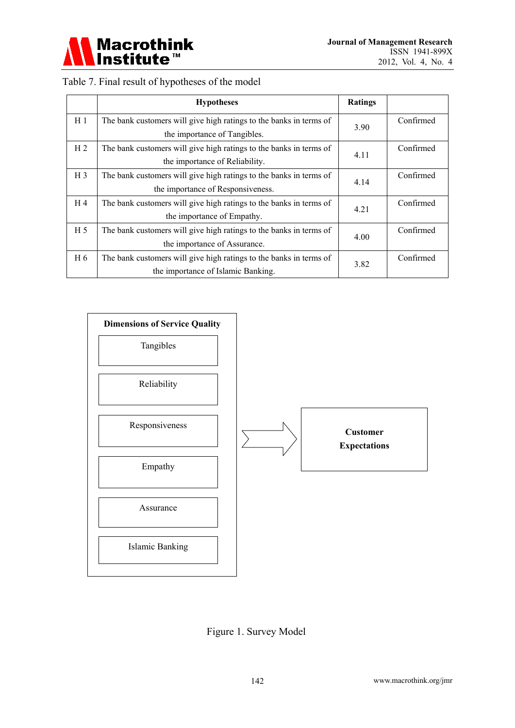Table 7. Final result of hypotheses of the model

| | Hypotheses | Ratings | |
|---|---|---|---|
| H 1 | The bank customers will give high ratings to the banks in terms of the importance of Tangibles. | 3.90 | Confirmed |
| H 2 | The bank customers will give high ratings to the banks in terms of the importance of Reliability. | 4.11 | Confirmed |
| H 3 | The bank customers will give high ratings to the banks in terms of the importance of Responsiveness. | 4.14 | Confirmed |
| H 4 | The bank customers will give high ratings to the banks in terms of the importance of Empathy. | 4.21 | Confirmed |
| H 5 | The bank customers will give high ratings to the banks in terms of the importance of Assurance. | 4.00 | Confirmed |
| H 6 | The bank customers will give high ratings to the banks in terms of the importance of Islamic Banking. | 3.82 | Confirmed |

**Dimensions of Service Quality**

Tangibles

Reliability

Responsiveness

Empathy

Assurance

Islamic Banking

**Customer Expectations**

Figure 1. Survey Model